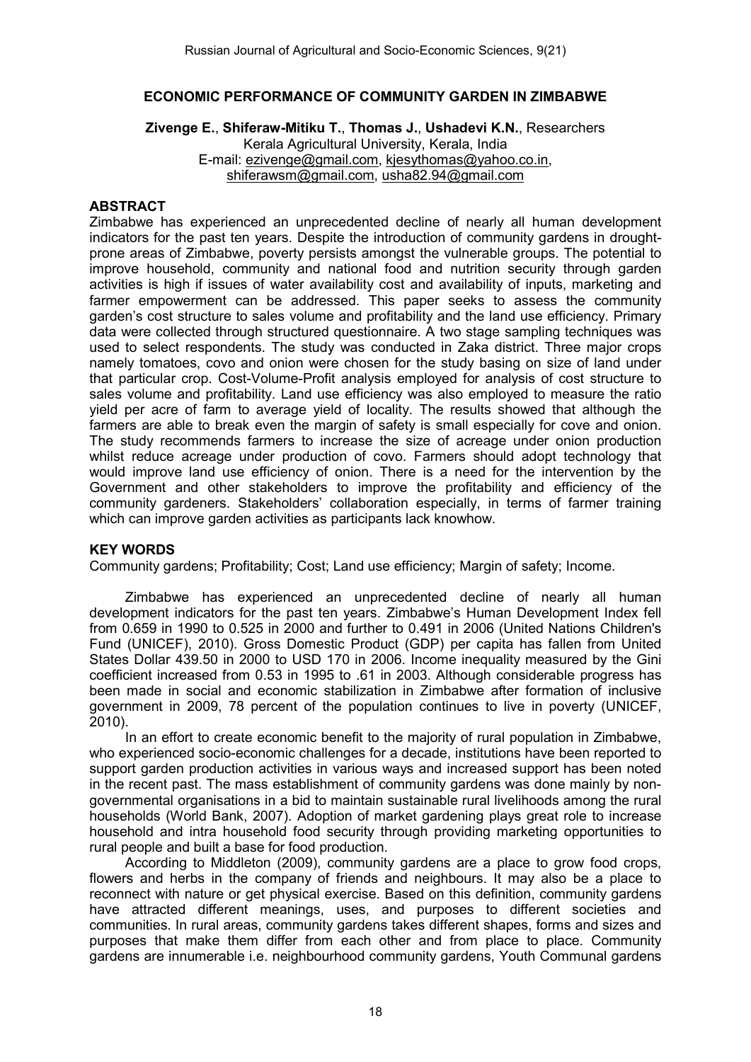# ECONOMIC PERFORMANCE OF COMMUNITY GARDEN IN ZIMBABWE

**Zivenge E.**, **Shiferaw-Mitiku T.**, **Thomas J.**, **Ushadevi K.N.**, Researchers
Kerala Agricultural University, Kerala, India
E-mail: ezivenge@gmail.com, kjesythomas@yahoo.co.in, shiferawsm@gmail.com, usha82.94@gmail.com

## ABSTRACT

Zimbabwe has experienced an unprecedented decline of nearly all human development indicators for the past ten years. Despite the introduction of community gardens in drought-prone areas of Zimbabwe, poverty persists amongst the vulnerable groups. The potential to improve household, community and national food and nutrition security through garden activities is high if issues of water availability cost and availability of inputs, marketing and farmer empowerment can be addressed. This paper seeks to assess the community garden's cost structure to sales volume and profitability and the land use efficiency. Primary data were collected through structured questionnaire. A two stage sampling techniques was used to select respondents. The study was conducted in Zaka district. Three major crops namely tomatoes, covo and onion were chosen for the study basing on size of land under that particular crop. Cost-Volume-Profit analysis employed for analysis of cost structure to sales volume and profitability. Land use efficiency was also employed to measure the ratio yield per acre of farm to average yield of locality. The results showed that although the farmers are able to break even the margin of safety is small especially for cove and onion. The study recommends farmers to increase the size of acreage under onion production whilst reduce acreage under production of covo. Farmers should adopt technology that would improve land use efficiency of onion. There is a need for the intervention by the Government and other stakeholders to improve the profitability and efficiency of the community gardeners. Stakeholders' collaboration especially, in terms of farmer training which can improve garden activities as participants lack knowhow.

## KEY WORDS

Community gardens; Profitability; Cost; Land use efficiency; Margin of safety; Income.

Zimbabwe has experienced an unprecedented decline of nearly all human development indicators for the past ten years. Zimbabwe's Human Development Index fell from 0.659 in 1990 to 0.525 in 2000 and further to 0.491 in 2006 (United Nations Children's Fund (UNICEF), 2010). Gross Domestic Product (GDP) per capita has fallen from United States Dollar 439.50 in 2000 to USD 170 in 2006. Income inequality measured by the Gini coefficient increased from 0.53 in 1995 to .61 in 2003. Although considerable progress has been made in social and economic stabilization in Zimbabwe after formation of inclusive government in 2009, 78 percent of the population continues to live in poverty (UNICEF, 2010).

In an effort to create economic benefit to the majority of rural population in Zimbabwe, who experienced socio-economic challenges for a decade, institutions have been reported to support garden production activities in various ways and increased support has been noted in the recent past. The mass establishment of community gardens was done mainly by non-governmental organisations in a bid to maintain sustainable rural livelihoods among the rural households (World Bank, 2007). Adoption of market gardening plays great role to increase household and intra household food security through providing marketing opportunities to rural people and built a base for food production.

According to Middleton (2009), community gardens are a place to grow food crops, flowers and herbs in the company of friends and neighbours. It may also be a place to reconnect with nature or get physical exercise. Based on this definition, community gardens have attracted different meanings, uses, and purposes to different societies and communities. In rural areas, community gardens takes different shapes, forms and sizes and purposes that make them differ from each other and from place to place. Community gardens are innumerable i.e. neighbourhood community gardens, Youth Communal gardens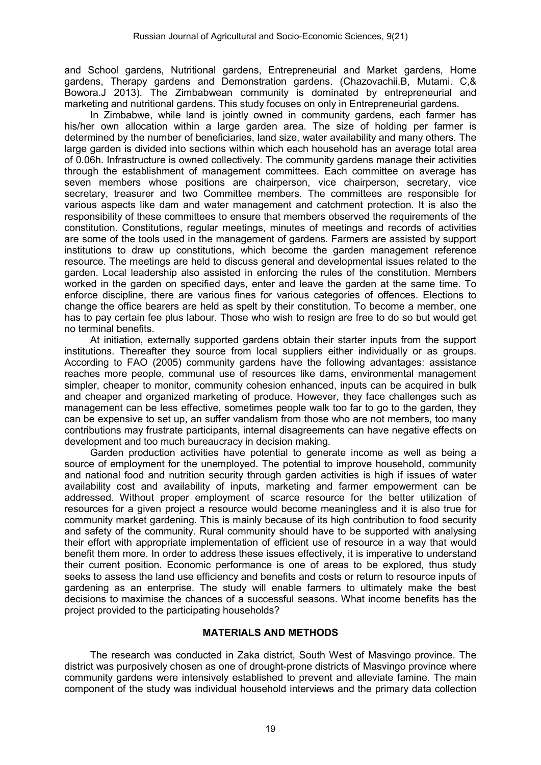and School gardens, Nutritional gardens, Entrepreneurial and Market gardens, Home gardens, Therapy gardens and Demonstration gardens. (Chazovachii.B, Mutami. C,& Bowora.J 2013). The Zimbabwean community is dominated by entrepreneurial and marketing and nutritional gardens. This study focuses on only in Entrepreneurial gardens.

In Zimbabwe, while land is jointly owned in community gardens, each farmer has his/her own allocation within a large garden area. The size of holding per farmer is determined by the number of beneficiaries, land size, water availability and many others. The large garden is divided into sections within which each household has an average total area of 0.06h. Infrastructure is owned collectively. The community gardens manage their activities through the establishment of management committees. Each committee on average has seven members whose positions are chairperson, vice chairperson, secretary, vice secretary, treasurer and two Committee members. The committees are responsible for various aspects like dam and water management and catchment protection. It is also the responsibility of these committees to ensure that members observed the requirements of the constitution. Constitutions, regular meetings, minutes of meetings and records of activities are some of the tools used in the management of gardens. Farmers are assisted by support institutions to draw up constitutions, which become the garden management reference resource. The meetings are held to discuss general and developmental issues related to the garden. Local leadership also assisted in enforcing the rules of the constitution. Members worked in the garden on specified days, enter and leave the garden at the same time. To enforce discipline, there are various fines for various categories of offences. Elections to change the office bearers are held as spelt by their constitution. To become a member, one has to pay certain fee plus labour. Those who wish to resign are free to do so but would get no terminal benefits.

At initiation, externally supported gardens obtain their starter inputs from the support institutions. Thereafter they source from local suppliers either individually or as groups. According to FAO (2005) community gardens have the following advantages: assistance reaches more people, communal use of resources like dams, environmental management simpler, cheaper to monitor, community cohesion enhanced, inputs can be acquired in bulk and cheaper and organized marketing of produce. However, they face challenges such as management can be less effective, sometimes people walk too far to go to the garden, they can be expensive to set up, an suffer vandalism from those who are not members, too many contributions may frustrate participants, internal disagreements can have negative effects on development and too much bureaucracy in decision making.

Garden production activities have potential to generate income as well as being a source of employment for the unemployed. The potential to improve household, community and national food and nutrition security through garden activities is high if issues of water availability cost and availability of inputs, marketing and farmer empowerment can be addressed. Without proper employment of scarce resource for the better utilization of resources for a given project a resource would become meaningless and it is also true for community market gardening. This is mainly because of its high contribution to food security and safety of the community. Rural community should have to be supported with analysing their effort with appropriate implementation of efficient use of resource in a way that would benefit them more. In order to address these issues effectively, it is imperative to understand their current position. Economic performance is one of areas to be explored, thus study seeks to assess the land use efficiency and benefits and costs or return to resource inputs of gardening as an enterprise. The study will enable farmers to ultimately make the best decisions to maximise the chances of a successful seasons. What income benefits has the project provided to the participating households?

## MATERIALS AND METHODS

The research was conducted in Zaka district, South West of Masvingo province. The district was purposively chosen as one of drought-prone districts of Masvingo province where community gardens were intensively established to prevent and alleviate famine. The main component of the study was individual household interviews and the primary data collection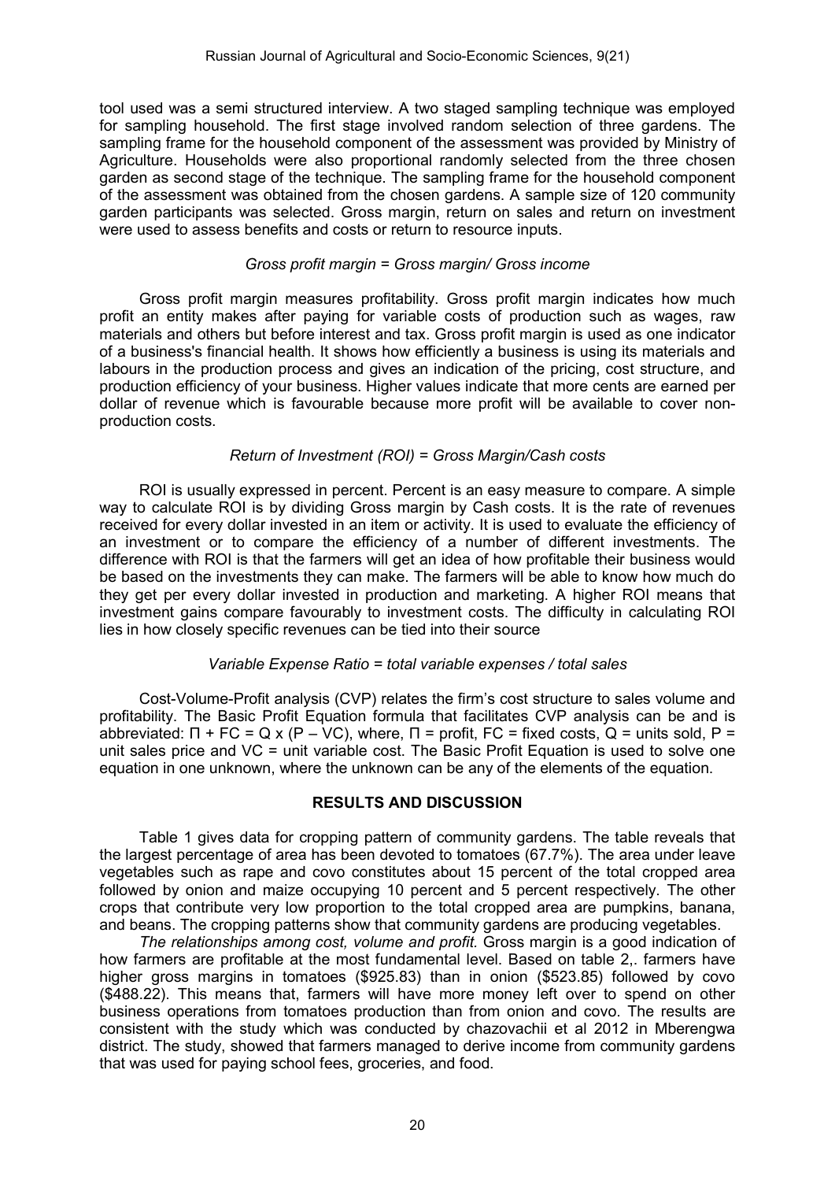tool used was a semi structured interview. A two staged sampling technique was employed for sampling household. The first stage involved random selection of three gardens. The sampling frame for the household component of the assessment was provided by Ministry of Agriculture. Households were also proportional randomly selected from the three chosen garden as second stage of the technique. The sampling frame for the household component of the assessment was obtained from the chosen gardens. A sample size of 120 community garden participants was selected. Gross margin, return on sales and return on investment were used to assess benefits and costs or return to resource inputs.

*Gross profit margin = Gross margin/ Gross income*

Gross profit margin measures profitability. Gross profit margin indicates how much profit an entity makes after paying for variable costs of production such as wages, raw materials and others but before interest and tax. Gross profit margin is used as one indicator of a business's financial health. It shows how efficiently a business is using its materials and labours in the production process and gives an indication of the pricing, cost structure, and production efficiency of your business. Higher values indicate that more cents are earned per dollar of revenue which is favourable because more profit will be available to cover non-production costs.

*Return of Investment (ROI) = Gross Margin/Cash costs*

ROI is usually expressed in percent. Percent is an easy measure to compare. A simple way to calculate ROI is by dividing Gross margin by Cash costs. It is the rate of revenues received for every dollar invested in an item or activity. It is used to evaluate the efficiency of an investment or to compare the efficiency of a number of different investments. The difference with ROI is that the farmers will get an idea of how profitable their business would be based on the investments they can make. The farmers will be able to know how much do they get per every dollar invested in production and marketing. A higher ROI means that investment gains compare favourably to investment costs. The difficulty in calculating ROI lies in how closely specific revenues can be tied into their source

*Variable Expense Ratio = total variable expenses / total sales*

Cost-Volume-Profit analysis (CVP) relates the firm's cost structure to sales volume and profitability. The Basic Profit Equation formula that facilitates CVP analysis can be and is abbreviated: $\Pi + FC = Q \times (P - VC)$, where, $\Pi$ = profit, FC = fixed costs, Q = units sold, P = unit sales price and VC = unit variable cost. The Basic Profit Equation is used to solve one equation in one unknown, where the unknown can be any of the elements of the equation.

## RESULTS AND DISCUSSION

Table 1 gives data for cropping pattern of community gardens. The table reveals that the largest percentage of area has been devoted to tomatoes (67.7%). The area under leave vegetables such as rape and covo constitutes about 15 percent of the total cropped area followed by onion and maize occupying 10 percent and 5 percent respectively. The other crops that contribute very low proportion to the total cropped area are pumpkins, banana, and beans. The cropping patterns show that community gardens are producing vegetables.

*The relationships among cost, volume and profit.* Gross margin is a good indication of how farmers are profitable at the most fundamental level. Based on table 2,. farmers have higher gross margins in tomatoes ($925.83) than in onion ($523.85) followed by covo ($488.22). This means that, farmers will have more money left over to spend on other business operations from tomatoes production than from onion and covo. The results are consistent with the study which was conducted by chazovachii et al 2012 in Mberengwa district. The study, showed that farmers managed to derive income from community gardens that was used for paying school fees, groceries, and food.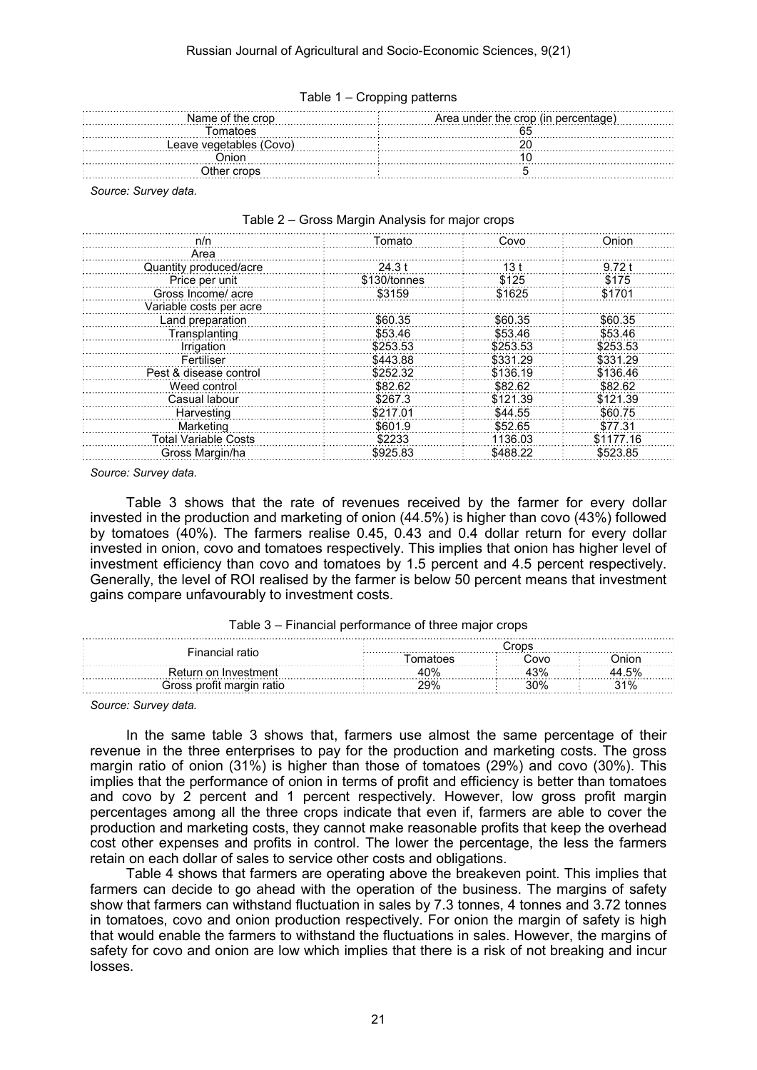Table 1 – Cropping patterns

| Name of the crop | Area under the crop (in percentage) |
|---|---|
| Tomatoes | 65 |
| Leave vegetables (Covo) | 20 |
| Onion | 10 |
| Other crops | 5 |

*Source: Survey data.*

Table 2 – Gross Margin Analysis for major crops

| n/n | Tomato | Covo | Onion |
|---|---|---|---|
| Area | | | |
| Quantity produced/acre | 24.3 t | 13 t | 9.72 t |
| Price per unit | \$130/tonnes | \$125 | \$175 |
| Gross Income/ acre | \$3159 | \$1625 | \$1701 |
| Variable costs per acre | | | |
| Land preparation | \$60.35 | \$60.35 | \$60.35 |
| Transplanting | \$53.46 | \$53.46 | \$53.46 |
| Irrigation | \$253.53 | \$253.53 | \$253.53 |
| Fertiliser | \$443.88 | \$331.29 | \$331.29 |
| Pest & disease control | \$252.32 | \$136.19 | \$136.46 |
| Weed control | \$82.62 | \$82.62 | \$82.62 |
| Casual labour | \$267.3 | \$121.39 | \$121.39 |
| Harvesting | \$217.01 | \$44.55 | \$60.75 |
| Marketing | \$601.9 | \$52.65 | \$77.31 |
| Total Variable Costs | \$2233 | 1136.03 | \$1177.16 |
| Gross Margin/ha | \$925.83 | \$488.22 | \$523.85 |

*Source: Survey data.*

Table 3 shows that the rate of revenues received by the farmer for every dollar invested in the production and marketing of onion (44.5%) is higher than covo (43%) followed by tomatoes (40%). The farmers realise 0.45, 0.43 and 0.4 dollar return for every dollar invested in onion, covo and tomatoes respectively. This implies that onion has higher level of investment efficiency than covo and tomatoes by 1.5 percent and 4.5 percent respectively. Generally, the level of ROI realised by the farmer is below 50 percent means that investment gains compare unfavourably to investment costs.

Table 3 – Financial performance of three major crops

| Financial ratio | Crops | | |
|---|---|---|---|
| | Tomatoes | Covo | Onion |
| Return on Investment | 40% | 43% | 44.5% |
| Gross profit margin ratio | 29% | 30% | 31% |

*Source: Survey data.*

In the same table 3 shows that, farmers use almost the same percentage of their revenue in the three enterprises to pay for the production and marketing costs. The gross margin ratio of onion (31%) is higher than those of tomatoes (29%) and covo (30%). This implies that the performance of onion in terms of profit and efficiency is better than tomatoes and covo by 2 percent and 1 percent respectively. However, low gross profit margin percentages among all the three crops indicate that even if, farmers are able to cover the production and marketing costs, they cannot make reasonable profits that keep the overhead cost other expenses and profits in control. The lower the percentage, the less the farmers retain on each dollar of sales to service other costs and obligations.

Table 4 shows that farmers are operating above the breakeven point. This implies that farmers can decide to go ahead with the operation of the business. The margins of safety show that farmers can withstand fluctuation in sales by 7.3 tonnes, 4 tonnes and 3.72 tonnes in tomatoes, covo and onion production respectively. For onion the margin of safety is high that would enable the farmers to withstand the fluctuations in sales. However, the margins of safety for covo and onion are low which implies that there is a risk of not breaking and incur losses.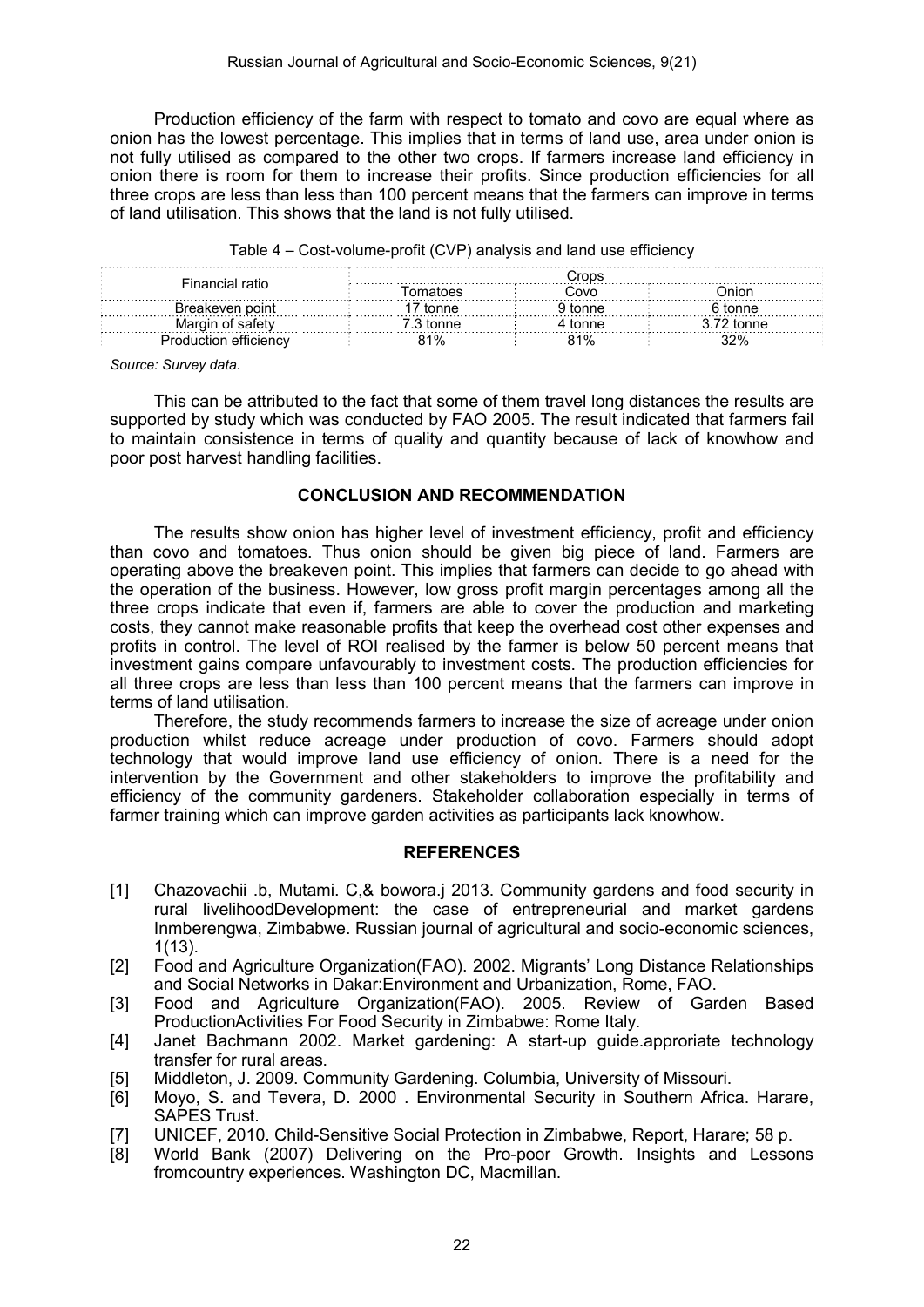Production efficiency of the farm with respect to tomato and covo are equal where as onion has the lowest percentage. This implies that in terms of land use, area under onion is not fully utilised as compared to the other two crops. If farmers increase land efficiency in onion there is room for them to increase their profits. Since production efficiencies for all three crops are less than less than 100 percent means that the farmers can improve in terms of land utilisation. This shows that the land is not fully utilised.

Table 4 – Cost-volume-profit (CVP) analysis and land use efficiency

| Financial ratio | Crops | | |
|---|---|---|---|
| | Tomatoes | Covo | Onion |
| Breakeven point | 17 tonne | 9 tonne | 6 tonne |
| Margin of safety | 7.3 tonne | 4 tonne | 3.72 tonne |
| Production efficiency | 81% | 81% | 32% |

*Source: Survey data.*

This can be attributed to the fact that some of them travel long distances the results are supported by study which was conducted by FAO 2005. The result indicated that farmers fail to maintain consistence in terms of quality and quantity because of lack of knowhow and poor post harvest handling facilities.

## CONCLUSION AND RECOMMENDATION

The results show onion has higher level of investment efficiency, profit and efficiency than covo and tomatoes. Thus onion should be given big piece of land. Farmers are operating above the breakeven point. This implies that farmers can decide to go ahead with the operation of the business. However, low gross profit margin percentages among all the three crops indicate that even if, farmers are able to cover the production and marketing costs, they cannot make reasonable profits that keep the overhead cost other expenses and profits in control. The level of ROI realised by the farmer is below 50 percent means that investment gains compare unfavourably to investment costs. The production efficiencies for all three crops are less than less than 100 percent means that the farmers can improve in terms of land utilisation.

Therefore, the study recommends farmers to increase the size of acreage under onion production whilst reduce acreage under production of covo. Farmers should adopt technology that would improve land use efficiency of onion. There is a need for the intervention by the Government and other stakeholders to improve the profitability and efficiency of the community gardeners. Stakeholder collaboration especially in terms of farmer training which can improve garden activities as participants lack knowhow.

## REFERENCES

[1] Chazovachii .b, Mutami. C,& bowora.j 2013. Community gardens and food security in rural livelihoodDevelopment: the case of entrepreneurial and market gardens Inmberengwa, Zimbabwe. Russian journal of agricultural and socio-economic sciences, 1(13).

[2] Food and Agriculture Organization(FAO). 2002. Migrants' Long Distance Relationships and Social Networks in Dakar:Environment and Urbanization, Rome, FAO.

[3] Food and Agriculture Organization(FAO). 2005. Review of Garden Based ProductionActivities For Food Security in Zimbabwe: Rome Italy.

[4] Janet Bachmann 2002. Market gardening: A start-up guide.approriate technology transfer for rural areas.

[5] Middleton, J. 2009. Community Gardening. Columbia, University of Missouri.

[6] Moyo, S. and Tevera, D. 2000 . Environmental Security in Southern Africa. Harare, SAPES Trust.

[7] UNICEF, 2010. Child-Sensitive Social Protection in Zimbabwe, Report, Harare; 58 p.

[8] World Bank (2007) Delivering on the Pro-poor Growth. Insights and Lessons fromcountry experiences. Washington DC, Macmillan.